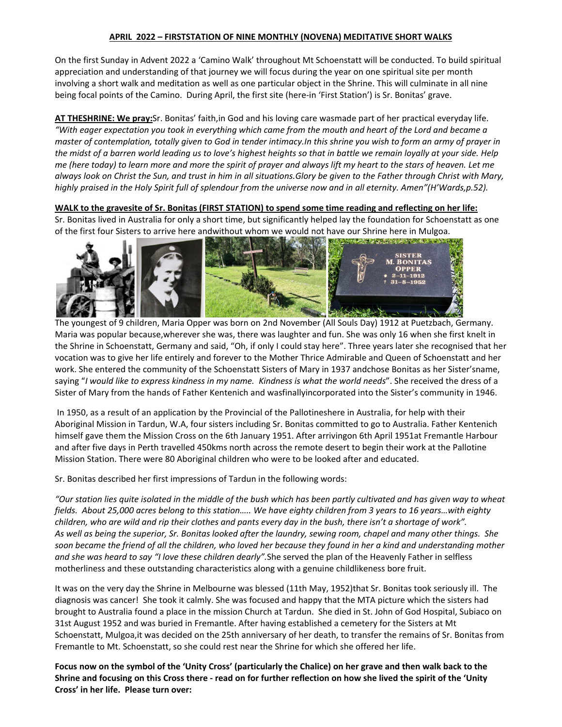**APRIL 2022 – FIRSTSTATION OF NINE MONTHLY (NOVENA) MEDITATIVE SHORT WALKS**

On the first Sunday in Advent 2022 a 'Camino Walk' throughout Mt Schoenstatt will be conducted. To build spiritual appreciation and understanding of that journey we will focus during the year on one spiritual site per month involving a short walk and meditation as well as one particular object in the Shrine. This will culminate in all nine being focal points of the Camino. During April, the first site (here-in 'First Station') is Sr. Bonitas' grave.

**AT THESHRINE: We pray:**Sr. Bonitas' faith,in God and his loving care wasmade part of her practical everyday life. *"With eager expectation you took in everything which came from the mouth and heart of the Lord and became a master of contemplation, totally given to God in tender intimacy.In this shrine you wish to form an army of prayer in the midst of a barren world leading us to love's highest heights so that in battle we remain loyally at your side. Help me (here today) to learn more and more the spirit of prayer and always lift my heart to the stars of heaven. Let me always look on Christ the Sun, and trust in him in all situations.Glory be given to the Father through Christ with Mary, highly praised in the Holy Spirit full of splendour from the universe now and in all eternity. Amen"(H'Wards,p.52).*

**WALK to the gravesite of Sr. Bonitas (FIRST STATION) to spend some time reading and reflecting on her life:**

Sr. Bonitas lived in Australia for only a short time, but significantly helped lay the foundation for Schoenstatt as one of the first four Sisters to arrive here andwithout whom we would not have our Shrine here in Mulgoa.

SISTER
M. BONITAS
OPPER
* 2-11-1912
† 31-8-1952

The youngest of 9 children, Maria Opper was born on 2nd November (All Souls Day) 1912 at Puetzbach, Germany. Maria was popular because,wherever she was, there was laughter and fun. She was only 16 when she first knelt in the Shrine in Schoenstatt, Germany and said, "Oh, if only I could stay here". Three years later she recognised that her vocation was to give her life entirely and forever to the Mother Thrice Admirable and Queen of Schoenstatt and her work. She entered the community of the Schoenstatt Sisters of Mary in 1937 andchose Bonitas as her Sister'sname, saying "*I would like to express kindness in my name. Kindness is what the world needs*". She received the dress of a Sister of Mary from the hands of Father Kentenich and wasfinallyincorporated into the Sister's community in 1946.

In 1950, as a result of an application by the Provincial of the Pallotineshere in Australia, for help with their Aboriginal Mission in Tardun, W.A, four sisters including Sr. Bonitas committed to go to Australia. Father Kentenich himself gave them the Mission Cross on the 6th January 1951. After arrivingon 6th April 1951at Fremantle Harbour and after five days in Perth travelled 450kms north across the remote desert to begin their work at the Pallotine Mission Station. There were 80 Aboriginal children who were to be looked after and educated.

Sr. Bonitas described her first impressions of Tardun in the following words:

*"Our station lies quite isolated in the middle of the bush which has been partly cultivated and has given way to wheat fields. About 25,000 acres belong to this station….. We have eighty children from 3 years to 16 years…with eighty children, who are wild and rip their clothes and pants every day in the bush, there isn't a shortage of work".*
As well as being the superior, Sr. Bonitas looked after the laundry, sewing room, chapel and many other things. She soon became the friend of all the children, who loved her because they found in her a kind and understanding mother and she was heard to say *"I love these children dearly"*.She served the plan of the Heavenly Father in selfless motherliness and these outstanding characteristics along with a genuine childlikeness bore fruit.

It was on the very day the Shrine in Melbourne was blessed (11th May, 1952)that Sr. Bonitas took seriously ill. The diagnosis was cancer! She took it calmly. She was focused and happy that the MTA picture which the sisters had brought to Australia found a place in the mission Church at Tardun. She died in St. John of God Hospital, Subiaco on 31st August 1952 and was buried in Fremantle. After having established a cemetery for the Sisters at Mt Schoenstatt, Mulgoa,it was decided on the 25th anniversary of her death, to transfer the remains of Sr. Bonitas from Fremantle to Mt. Schoenstatt, so she could rest near the Shrine for which she offered her life.

**Focus now on the symbol of the 'Unity Cross' (particularly the Chalice) on her grave and then walk back to the Shrine and focusing on this Cross there - read on for further reflection on how she lived the spirit of the 'Unity Cross' in her life. Please turn over:**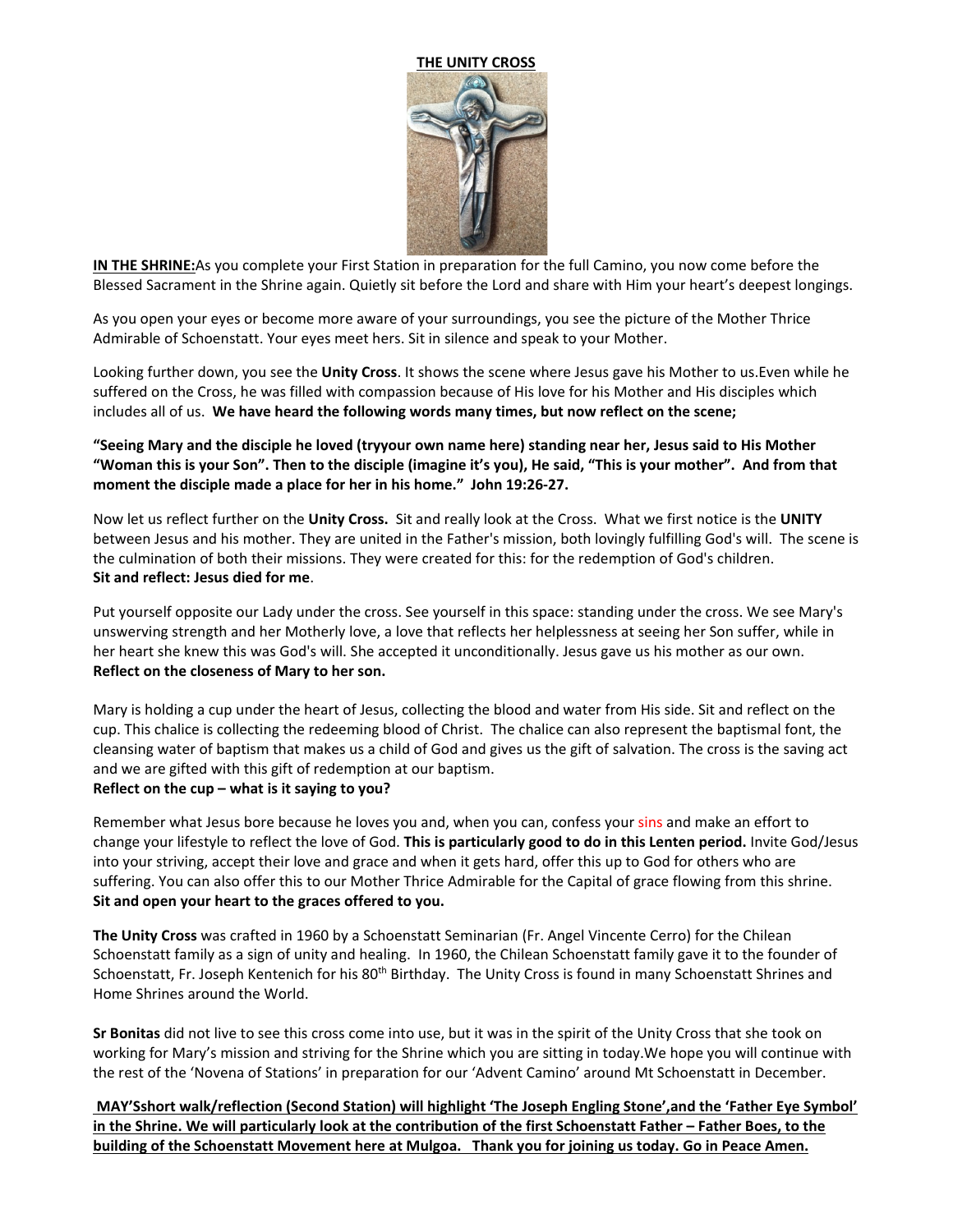# THE UNITY CROSS

**IN THE SHRINE:** As you complete your First Station in preparation for the full Camino, you now come before the Blessed Sacrament in the Shrine again. Quietly sit before the Lord and share with Him your heart's deepest longings.

As you open your eyes or become more aware of your surroundings, you see the picture of the Mother Thrice Admirable of Schoenstatt. Your eyes meet hers. Sit in silence and speak to your Mother.

Looking further down, you see the **Unity Cross**. It shows the scene where Jesus gave his Mother to us.Even while he suffered on the Cross, he was filled with compassion because of His love for his Mother and His disciples which includes all of us. **We have heard the following words many times, but now reflect on the scene;**

**"Seeing Mary and the disciple he loved (tryyour own name here) standing near her, Jesus said to His Mother "Woman this is your Son". Then to the disciple (imagine it's you), He said, "This is your mother". And from that moment the disciple made a place for her in his home." John 19:26-27.**

Now let us reflect further on the **Unity Cross.** Sit and really look at the Cross. What we first notice is the **UNITY** between Jesus and his mother. They are united in the Father's mission, both lovingly fulfilling God's will. The scene is the culmination of both their missions. They were created for this: for the redemption of God's children.
**Sit and reflect: Jesus died for me**.

Put yourself opposite our Lady under the cross. See yourself in this space: standing under the cross. We see Mary's unswerving strength and her Motherly love, a love that reflects her helplessness at seeing her Son suffer, while in her heart she knew this was God's will. She accepted it unconditionally. Jesus gave us his mother as our own.
**Reflect on the closeness of Mary to her son.**

Mary is holding a cup under the heart of Jesus, collecting the blood and water from His side. Sit and reflect on the cup. This chalice is collecting the redeeming blood of Christ. The chalice can also represent the baptismal font, the cleansing water of baptism that makes us a child of God and gives us the gift of salvation. The cross is the saving act and we are gifted with this gift of redemption at our baptism.
**Reflect on the cup – what is it saying to you?**

Remember what Jesus bore because he loves you and, when you can, confess your sins and make an effort to change your lifestyle to reflect the love of God. **This is particularly good to do in this Lenten period.** Invite God/Jesus into your striving, accept their love and grace and when it gets hard, offer this up to God for others who are suffering. You can also offer this to our Mother Thrice Admirable for the Capital of grace flowing from this shrine.
**Sit and open your heart to the graces offered to you.**

**The Unity Cross** was crafted in 1960 by a Schoenstatt Seminarian (Fr. Angel Vincente Cerro) for the Chilean Schoenstatt family as a sign of unity and healing. In 1960, the Chilean Schoenstatt family gave it to the founder of Schoenstatt, Fr. Joseph Kentenich for his 80th Birthday. The Unity Cross is found in many Schoenstatt Shrines and Home Shrines around the World.

**Sr Bonitas** did not live to see this cross come into use, but it was in the spirit of the Unity Cross that she took on working for Mary's mission and striving for the Shrine which you are sitting in today.We hope you will continue with the rest of the 'Novena of Stations' in preparation for our 'Advent Camino' around Mt Schoenstatt in December.

**MAY'Sshort walk/reflection (Second Station) will highlight 'The Joseph Engling Stone',and the 'Father Eye Symbol' in the Shrine. We will particularly look at the contribution of the first Schoenstatt Father – Father Boes, to the building of the Schoenstatt Movement here at Mulgoa. Thank you for joining us today. Go in Peace Amen.**